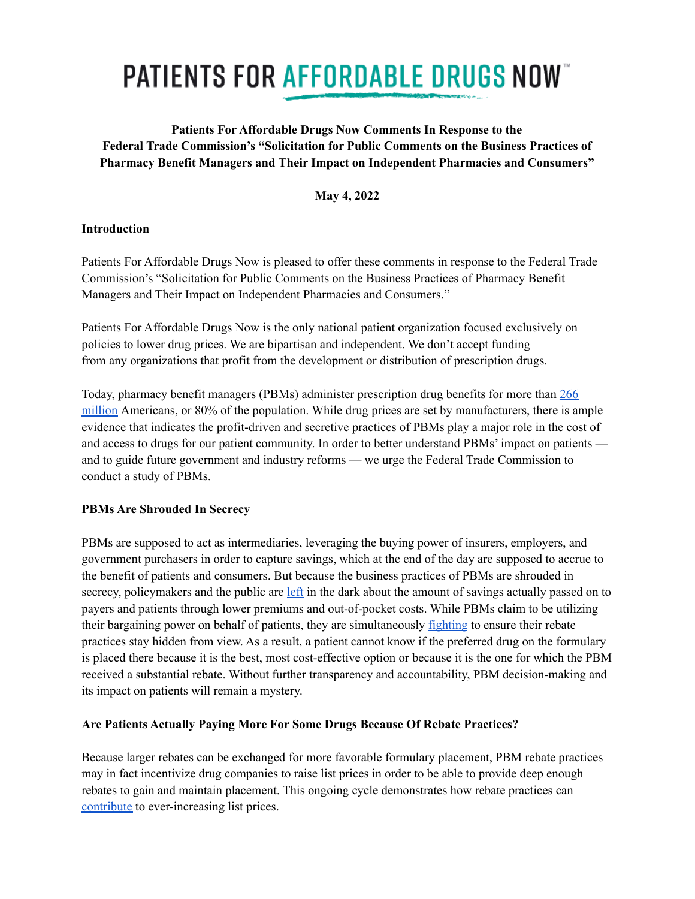# PATIENTS FOR AFFORDABLE DRUGS NOW™

**Patients For Affordable Drugs Now Comments In Response to the Federal Trade Commission's "Solicitation for Public Comments on the Business Practices of Pharmacy Benefit Managers and Their Impact on Independent Pharmacies and Consumers"**

**May 4, 2022**

**Introduction**

Patients For Affordable Drugs Now is pleased to offer these comments in response to the Federal Trade Commission's "Solicitation for Public Comments on the Business Practices of Pharmacy Benefit Managers and Their Impact on Independent Pharmacies and Consumers."

Patients For Affordable Drugs Now is the only national patient organization focused exclusively on policies to lower drug prices. We are bipartisan and independent. We don't accept funding from any organizations that profit from the development or distribution of prescription drugs.

Today, pharmacy benefit managers (PBMs) administer prescription drug benefits for more than 266 million Americans, or 80% of the population. While drug prices are set by manufacturers, there is ample evidence that indicates the profit-driven and secretive practices of PBMs play a major role in the cost of and access to drugs for our patient community. In order to better understand PBMs' impact on patients — and to guide future government and industry reforms — we urge the Federal Trade Commission to conduct a study of PBMs.

**PBMs Are Shrouded In Secrecy**

PBMs are supposed to act as intermediaries, leveraging the buying power of insurers, employers, and government purchasers in order to capture savings, which at the end of the day are supposed to accrue to the benefit of patients and consumers. But because the business practices of PBMs are shrouded in secrecy, policymakers and the public are left in the dark about the amount of savings actually passed on to payers and patients through lower premiums and out-of-pocket costs. While PBMs claim to be utilizing their bargaining power on behalf of patients, they are simultaneously fighting to ensure their rebate practices stay hidden from view. As a result, a patient cannot know if the preferred drug on the formulary is placed there because it is the best, most cost-effective option or because it is the one for which the PBM received a substantial rebate. Without further transparency and accountability, PBM decision-making and its impact on patients will remain a mystery.

**Are Patients Actually Paying More For Some Drugs Because Of Rebate Practices?**

Because larger rebates can be exchanged for more favorable formulary placement, PBM rebate practices may in fact incentivize drug companies to raise list prices in order to be able to provide deep enough rebates to gain and maintain placement. This ongoing cycle demonstrates how rebate practices can contribute to ever-increasing list prices.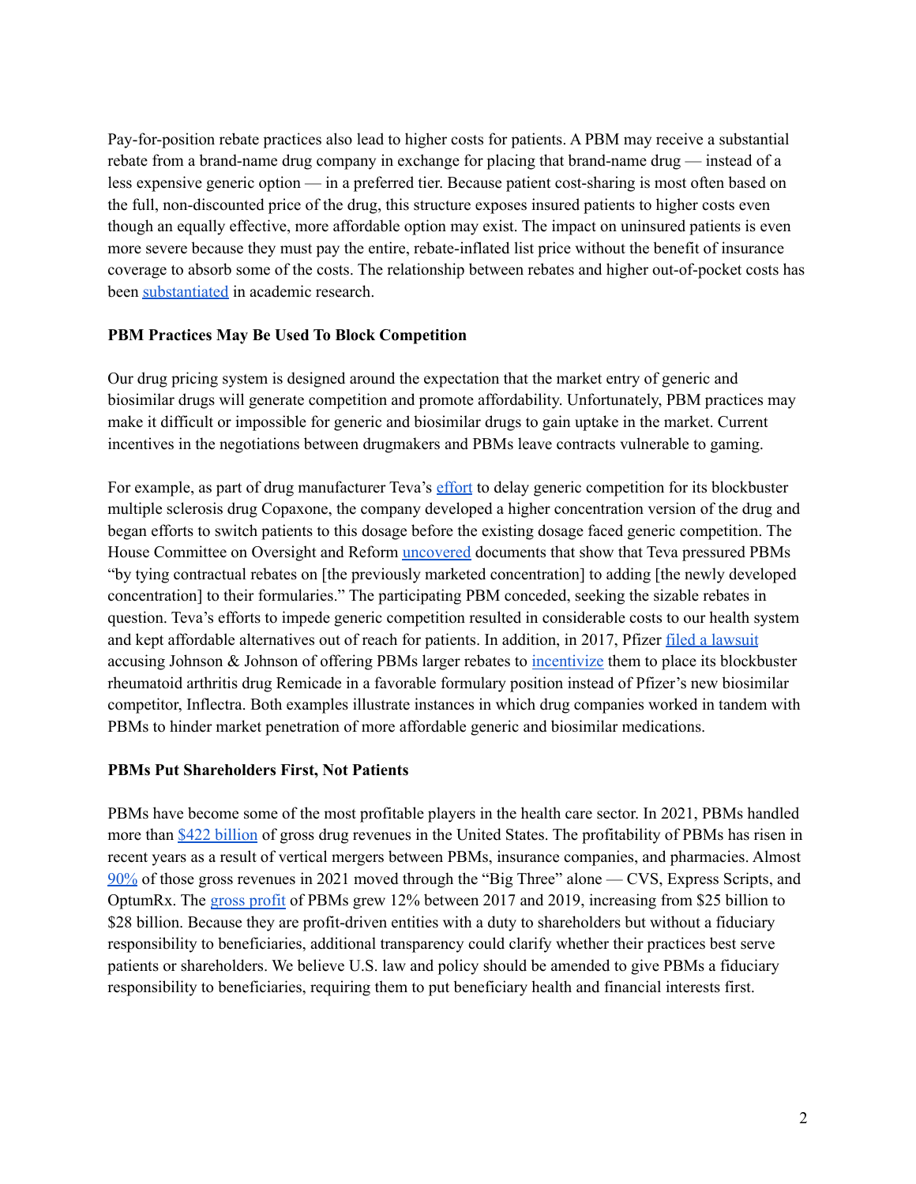Pay-for-position rebate practices also lead to higher costs for patients. A PBM may receive a substantial rebate from a brand-name drug company in exchange for placing that brand-name drug — instead of a less expensive generic option — in a preferred tier. Because patient cost-sharing is most often based on the full, non-discounted price of the drug, this structure exposes insured patients to higher costs even though an equally effective, more affordable option may exist. The impact on uninsured patients is even more severe because they must pay the entire, rebate-inflated list price without the benefit of insurance coverage to absorb some of the costs. The relationship between rebates and higher out-of-pocket costs has been substantiated in academic research.

**PBM Practices May Be Used To Block Competition**

Our drug pricing system is designed around the expectation that the market entry of generic and biosimilar drugs will generate competition and promote affordability. Unfortunately, PBM practices may make it difficult or impossible for generic and biosimilar drugs to gain uptake in the market. Current incentives in the negotiations between drugmakers and PBMs leave contracts vulnerable to gaming.

For example, as part of drug manufacturer Teva's effort to delay generic competition for its blockbuster multiple sclerosis drug Copaxone, the company developed a higher concentration version of the drug and began efforts to switch patients to this dosage before the existing dosage faced generic competition. The House Committee on Oversight and Reform uncovered documents that show that Teva pressured PBMs "by tying contractual rebates on [the previously marketed concentration] to adding [the newly developed concentration] to their formularies." The participating PBM conceded, seeking the sizable rebates in question. Teva's efforts to impede generic competition resulted in considerable costs to our health system and kept affordable alternatives out of reach for patients. In addition, in 2017, Pfizer filed a lawsuit accusing Johnson & Johnson of offering PBMs larger rebates to incentivize them to place its blockbuster rheumatoid arthritis drug Remicade in a favorable formulary position instead of Pfizer's new biosimilar competitor, Inflectra. Both examples illustrate instances in which drug companies worked in tandem with PBMs to hinder market penetration of more affordable generic and biosimilar medications.

**PBMs Put Shareholders First, Not Patients**

PBMs have become some of the most profitable players in the health care sector. In 2021, PBMs handled more than $422 billion of gross drug revenues in the United States. The profitability of PBMs has risen in recent years as a result of vertical mergers between PBMs, insurance companies, and pharmacies. Almost 90% of those gross revenues in 2021 moved through the "Big Three" alone — CVS, Express Scripts, and OptumRx. The gross profit of PBMs grew 12% between 2017 and 2019, increasing from $25 billion to $28 billion. Because they are profit-driven entities with a duty to shareholders but without a fiduciary responsibility to beneficiaries, additional transparency could clarify whether their practices best serve patients or shareholders. We believe U.S. law and policy should be amended to give PBMs a fiduciary responsibility to beneficiaries, requiring them to put beneficiary health and financial interests first.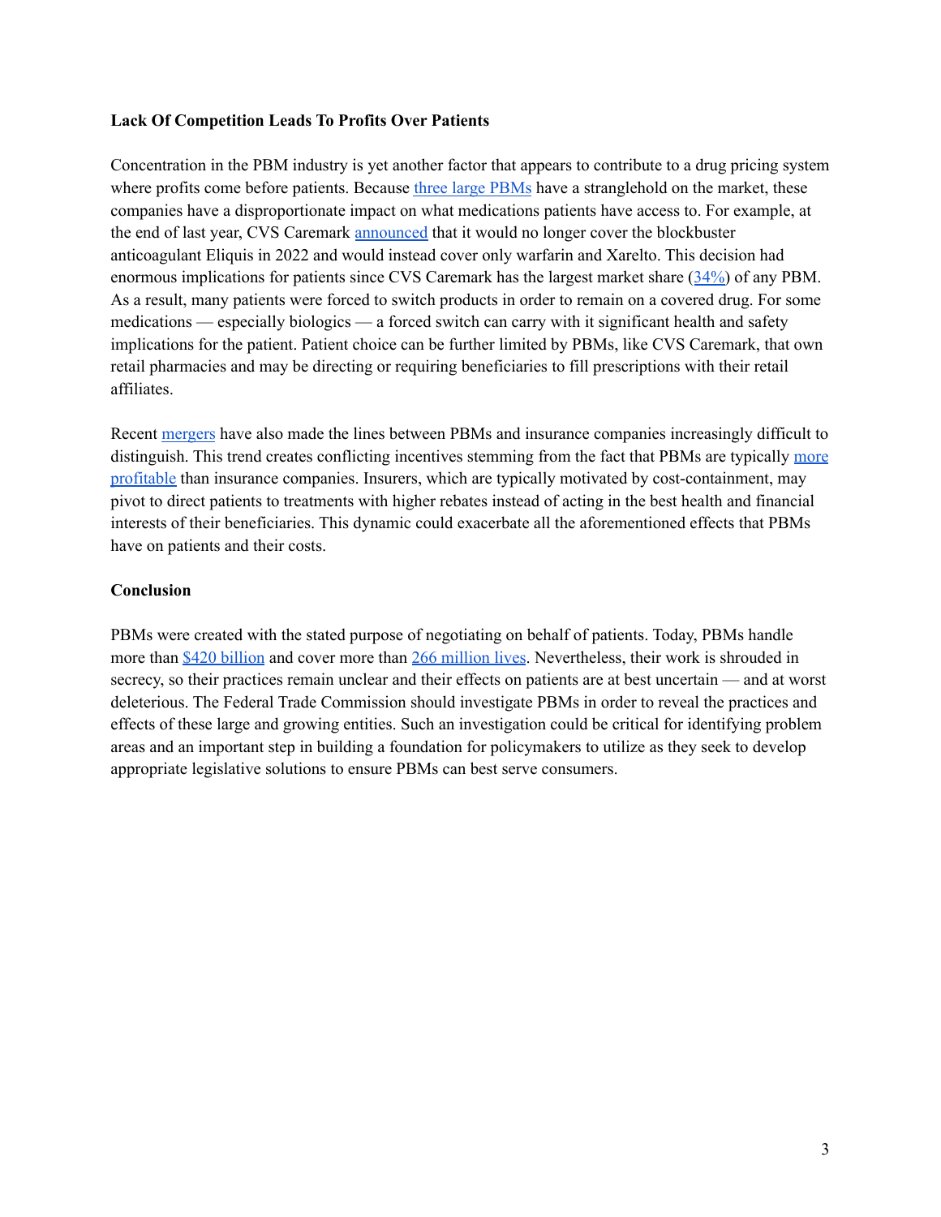**Lack Of Competition Leads To Profits Over Patients**

Concentration in the PBM industry is yet another factor that appears to contribute to a drug pricing system where profits come before patients. Because three large PBMs have a stranglehold on the market, these companies have a disproportionate impact on what medications patients have access to. For example, at the end of last year, CVS Caremark announced that it would no longer cover the blockbuster anticoagulant Eliquis in 2022 and would instead cover only warfarin and Xarelto. This decision had enormous implications for patients since CVS Caremark has the largest market share (34%) of any PBM. As a result, many patients were forced to switch products in order to remain on a covered drug. For some medications — especially biologics — a forced switch can carry with it significant health and safety implications for the patient. Patient choice can be further limited by PBMs, like CVS Caremark, that own retail pharmacies and may be directing or requiring beneficiaries to fill prescriptions with their retail affiliates.

Recent mergers have also made the lines between PBMs and insurance companies increasingly difficult to distinguish. This trend creates conflicting incentives stemming from the fact that PBMs are typically more profitable than insurance companies. Insurers, which are typically motivated by cost-containment, may pivot to direct patients to treatments with higher rebates instead of acting in the best health and financial interests of their beneficiaries. This dynamic could exacerbate all the aforementioned effects that PBMs have on patients and their costs.

**Conclusion**

PBMs were created with the stated purpose of negotiating on behalf of patients. Today, PBMs handle more than $420 billion and cover more than 266 million lives. Nevertheless, their work is shrouded in secrecy, so their practices remain unclear and their effects on patients are at best uncertain — and at worst deleterious. The Federal Trade Commission should investigate PBMs in order to reveal the practices and effects of these large and growing entities. Such an investigation could be critical for identifying problem areas and an important step in building a foundation for policymakers to utilize as they seek to develop appropriate legislative solutions to ensure PBMs can best serve consumers.